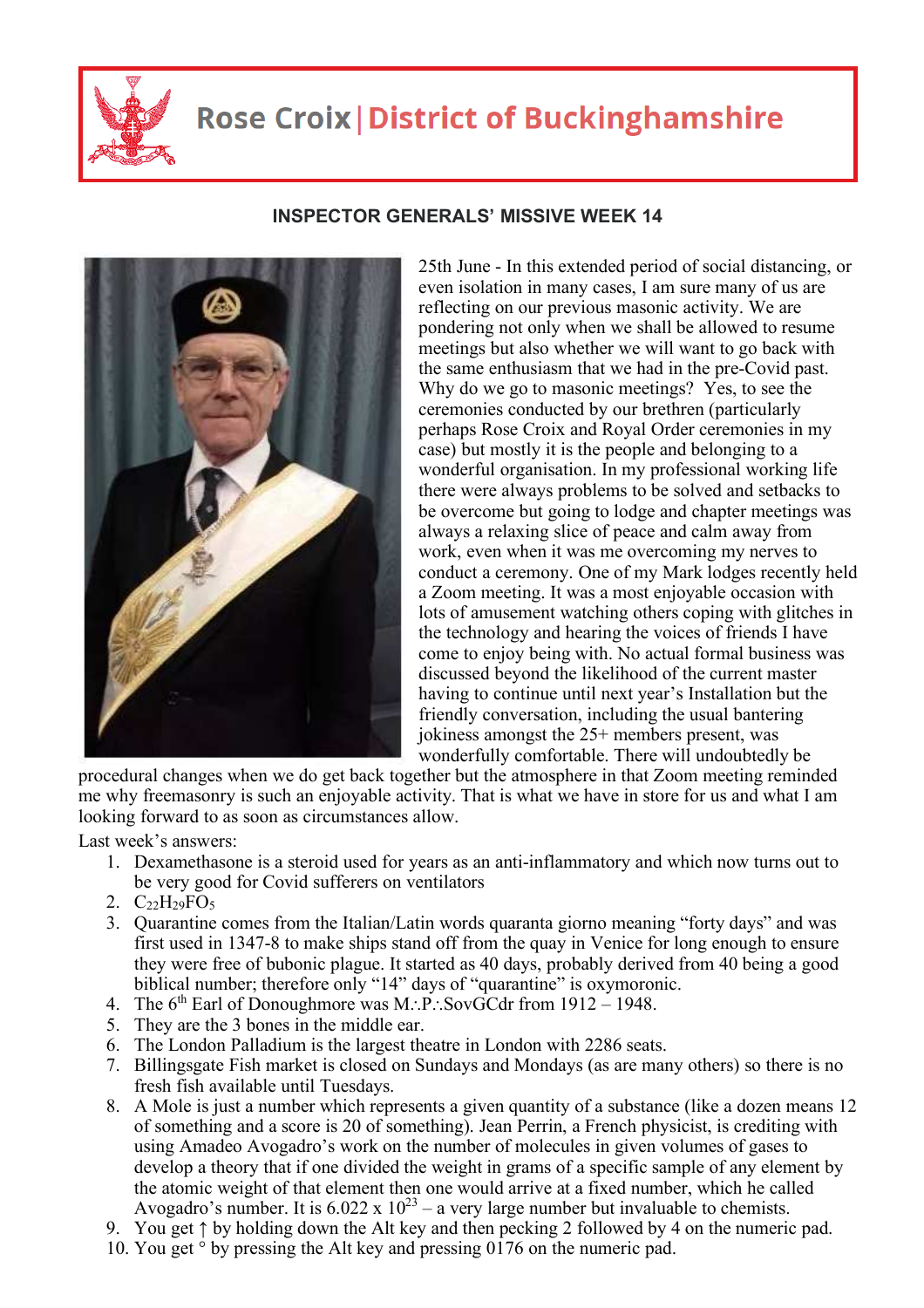# Rose Croix | District of Buckinghamshire

## INSPECTOR GENERALS' MISSIVE WEEK 14

25th June - In this extended period of social distancing, or even isolation in many cases, I am sure many of us are reflecting on our previous masonic activity. We are pondering not only when we shall be allowed to resume meetings but also whether we will want to go back with the same enthusiasm that we had in the pre-Covid past. Why do we go to masonic meetings? Yes, to see the ceremonies conducted by our brethren (particularly perhaps Rose Croix and Royal Order ceremonies in my case) but mostly it is the people and belonging to a wonderful organisation. In my professional working life there were always problems to be solved and setbacks to be overcome but going to lodge and chapter meetings was always a relaxing slice of peace and calm away from work, even when it was me overcoming my nerves to conduct a ceremony. One of my Mark lodges recently held a Zoom meeting. It was a most enjoyable occasion with lots of amusement watching others coping with glitches in the technology and hearing the voices of friends I have come to enjoy being with. No actual formal business was discussed beyond the likelihood of the current master having to continue until next year's Installation but the friendly conversation, including the usual bantering jokiness amongst the 25+ members present, was wonderfully comfortable. There will undoubtedly be procedural changes when we do get back together but the atmosphere in that Zoom meeting reminded me why freemasonry is such an enjoyable activity. That is what we have in store for us and what I am looking forward to as soon as circumstances allow.

Last week's answers:

1. Dexamethasone is a steroid used for years as an anti-inflammatory and which now turns out to be very good for Covid sufferers on ventilators
2. $C_{22}H_{29}FO_5$
3. Quarantine comes from the Italian/Latin words quaranta giorno meaning "forty days" and was first used in 1347-8 to make ships stand off from the quay in Venice for long enough to ensure they were free of bubonic plague. It started as 40 days, probably derived from 40 being a good biblical number; therefore only "14" days of "quarantine" is oxymoronic.
4. The 6th Earl of Donoughmore was M∴P∴SovGCdr from 1912 – 1948.
5. They are the 3 bones in the middle ear.
6. The London Palladium is the largest theatre in London with 2286 seats.
7. Billingsgate Fish market is closed on Sundays and Mondays (as are many others) so there is no fresh fish available until Tuesdays.
8. A Mole is just a number which represents a given quantity of a substance (like a dozen means 12 of something and a score is 20 of something). Jean Perrin, a French physicist, is crediting with using Amadeo Avogadro's work on the number of molecules in given volumes of gases to develop a theory that if one divided the weight in grams of a specific sample of any element by the atomic weight of that element then one would arrive at a fixed number, which he called Avogadro's number. It is $6.022 \times 10^{23}$ – a very large number but invaluable to chemists.
9. You get ↑ by holding down the Alt key and then pecking 2 followed by 4 on the numeric pad.
10. You get ° by pressing the Alt key and pressing 0176 on the numeric pad.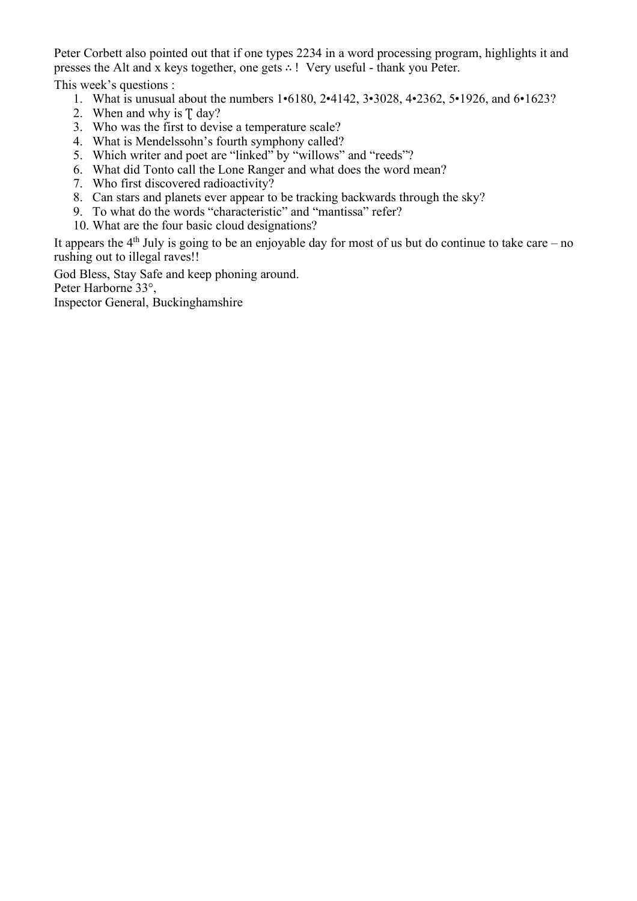Peter Corbett also pointed out that if one types 2234 in a word processing program, highlights it and presses the Alt and x keys together, one gets ∴ !  Very useful - thank you Peter.

This week's questions :

1. What is unusual about the numbers 1•6180, 2•4142, 3•3028, 4•2362, 5•1926, and 6•1623?
2. When and why is Ʈ day?
3. Who was the first to devise a temperature scale?
4. What is Mendelssohn's fourth symphony called?
5. Which writer and poet are "linked" by "willows" and "reeds"?
6. What did Tonto call the Lone Ranger and what does the word mean?
7. Who first discovered radioactivity?
8. Can stars and planets ever appear to be tracking backwards through the sky?
9. To what do the words "characteristic" and "mantissa" refer?
10. What are the four basic cloud designations?

It appears the 4th July is going to be an enjoyable day for most of us but do continue to take care – no rushing out to illegal raves!!

God Bless, Stay Safe and keep phoning around.

Peter Harborne 33°,

Inspector General, Buckinghamshire